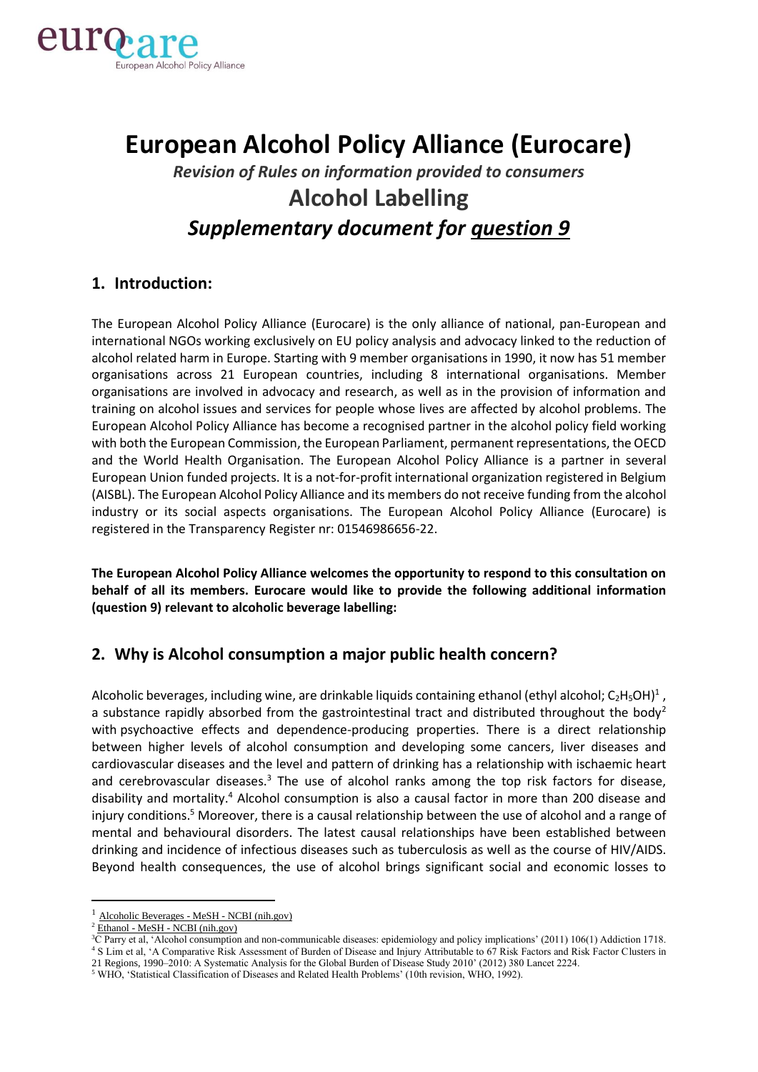eurocare
European Alcohol Policy Alliance

# European Alcohol Policy Alliance (Eurocare)

*Revision of Rules on information provided to consumers*

## Alcohol Labelling

## *Supplementary document for question 9*

## 1. Introduction:

The European Alcohol Policy Alliance (Eurocare) is the only alliance of national, pan-European and international NGOs working exclusively on EU policy analysis and advocacy linked to the reduction of alcohol related harm in Europe. Starting with 9 member organisations in 1990, it now has 51 member organisations across 21 European countries, including 8 international organisations. Member organisations are involved in advocacy and research, as well as in the provision of information and training on alcohol issues and services for people whose lives are affected by alcohol problems. The European Alcohol Policy Alliance has become a recognised partner in the alcohol policy field working with both the European Commission, the European Parliament, permanent representations, the OECD and the World Health Organisation. The European Alcohol Policy Alliance is a partner in several European Union funded projects. It is a not-for-profit international organization registered in Belgium (AISBL). The European Alcohol Policy Alliance and its members do not receive funding from the alcohol industry or its social aspects organisations. The European Alcohol Policy Alliance (Eurocare) is registered in the Transparency Register nr: 01546986656-22.

**The European Alcohol Policy Alliance welcomes the opportunity to respond to this consultation on behalf of all its members. Eurocare would like to provide the following additional information (question 9) relevant to alcoholic beverage labelling:**

## 2. Why is Alcohol consumption a major public health concern?

Alcoholic beverages, including wine, are drinkable liquids containing ethanol (ethyl alcohol; $C_2H_5OH$)[1], a substance rapidly absorbed from the gastrointestinal tract and distributed throughout the body[2] with psychoactive effects and dependence-producing properties. There is a direct relationship between higher levels of alcohol consumption and developing some cancers, liver diseases and cardiovascular diseases and the level and pattern of drinking has a relationship with ischaemic heart and cerebrovascular diseases.[3] The use of alcohol ranks among the top risk factors for disease, disability and mortality.[4] Alcohol consumption is also a causal factor in more than 200 disease and injury conditions.[5] Moreover, there is a causal relationship between the use of alcohol and a range of mental and behavioural disorders. The latest causal relationships have been established between drinking and incidence of infectious diseases such as tuberculosis as well as the course of HIV/AIDS. Beyond health consequences, the use of alcohol brings significant social and economic losses to

---

[1] Alcoholic Beverages - MeSH - NCBI (nih.gov)

[2] Ethanol - MeSH - NCBI (nih.gov)

[3] C Parry et al, 'Alcohol consumption and non-communicable diseases: epidemiology and policy implications' (2011) 106(1) Addiction 1718.

[4] S Lim et al, 'A Comparative Risk Assessment of Burden of Disease and Injury Attributable to 67 Risk Factors and Risk Factor Clusters in 21 Regions, 1990–2010: A Systematic Analysis for the Global Burden of Disease Study 2010' (2012) 380 Lancet 2224.

[5] WHO, 'Statistical Classification of Diseases and Related Health Problems' (10th revision, WHO, 1992).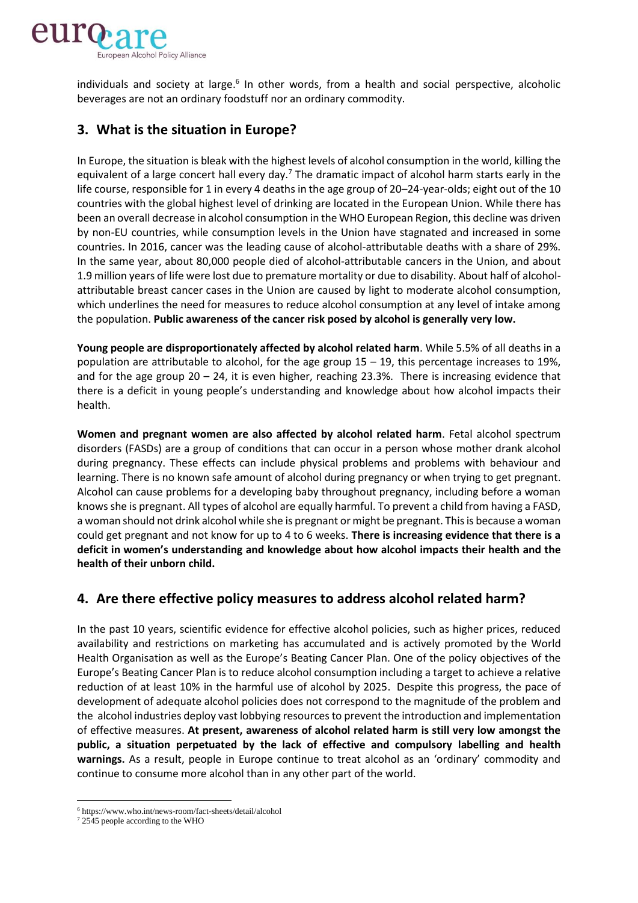individuals and society at large.[6] In other words, from a health and social perspective, alcoholic beverages are not an ordinary foodstuff nor an ordinary commodity.

## 3. What is the situation in Europe?

In Europe, the situation is bleak with the highest levels of alcohol consumption in the world, killing the equivalent of a large concert hall every day.[7] The dramatic impact of alcohol harm starts early in the life course, responsible for 1 in every 4 deaths in the age group of 20–24-year-olds; eight out of the 10 countries with the global highest level of drinking are located in the European Union. While there has been an overall decrease in alcohol consumption in the WHO European Region, this decline was driven by non-EU countries, while consumption levels in the Union have stagnated and increased in some countries. In 2016, cancer was the leading cause of alcohol-attributable deaths with a share of 29%. In the same year, about 80,000 people died of alcohol-attributable cancers in the Union, and about 1.9 million years of life were lost due to premature mortality or due to disability. About half of alcohol-attributable breast cancer cases in the Union are caused by light to moderate alcohol consumption, which underlines the need for measures to reduce alcohol consumption at any level of intake among the population. **Public awareness of the cancer risk posed by alcohol is generally very low.**

**Young people are disproportionately affected by alcohol related harm**. While 5.5% of all deaths in a population are attributable to alcohol, for the age group 15 – 19, this percentage increases to 19%, and for the age group 20 – 24, it is even higher, reaching 23.3%. There is increasing evidence that there is a deficit in young people's understanding and knowledge about how alcohol impacts their health.

**Women and pregnant women are also affected by alcohol related harm**. Fetal alcohol spectrum disorders (FASDs) are a group of conditions that can occur in a person whose mother drank alcohol during pregnancy. These effects can include physical problems and problems with behaviour and learning. There is no known safe amount of alcohol during pregnancy or when trying to get pregnant. Alcohol can cause problems for a developing baby throughout pregnancy, including before a woman knows she is pregnant. All types of alcohol are equally harmful. To prevent a child from having a FASD, a woman should not drink alcohol while she is pregnant or might be pregnant. This is because a woman could get pregnant and not know for up to 4 to 6 weeks. **There is increasing evidence that there is a deficit in women's understanding and knowledge about how alcohol impacts their health and the health of their unborn child.**

## 4. Are there effective policy measures to address alcohol related harm?

In the past 10 years, scientific evidence for effective alcohol policies, such as higher prices, reduced availability and restrictions on marketing has accumulated and is actively promoted by the World Health Organisation as well as the Europe's Beating Cancer Plan. One of the policy objectives of the Europe's Beating Cancer Plan is to reduce alcohol consumption including a target to achieve a relative reduction of at least 10% in the harmful use of alcohol by 2025. Despite this progress, the pace of development of adequate alcohol policies does not correspond to the magnitude of the problem and the alcohol industries deploy vast lobbying resources to prevent the introduction and implementation of effective measures. **At present, awareness of alcohol related harm is still very low amongst the public, a situation perpetuated by the lack of effective and compulsory labelling and health warnings.** As a result, people in Europe continue to treat alcohol as an 'ordinary' commodity and continue to consume more alcohol than in any other part of the world.

[6] https://www.who.int/news-room/fact-sheets/detail/alcohol

[7] 2545 people according to the WHO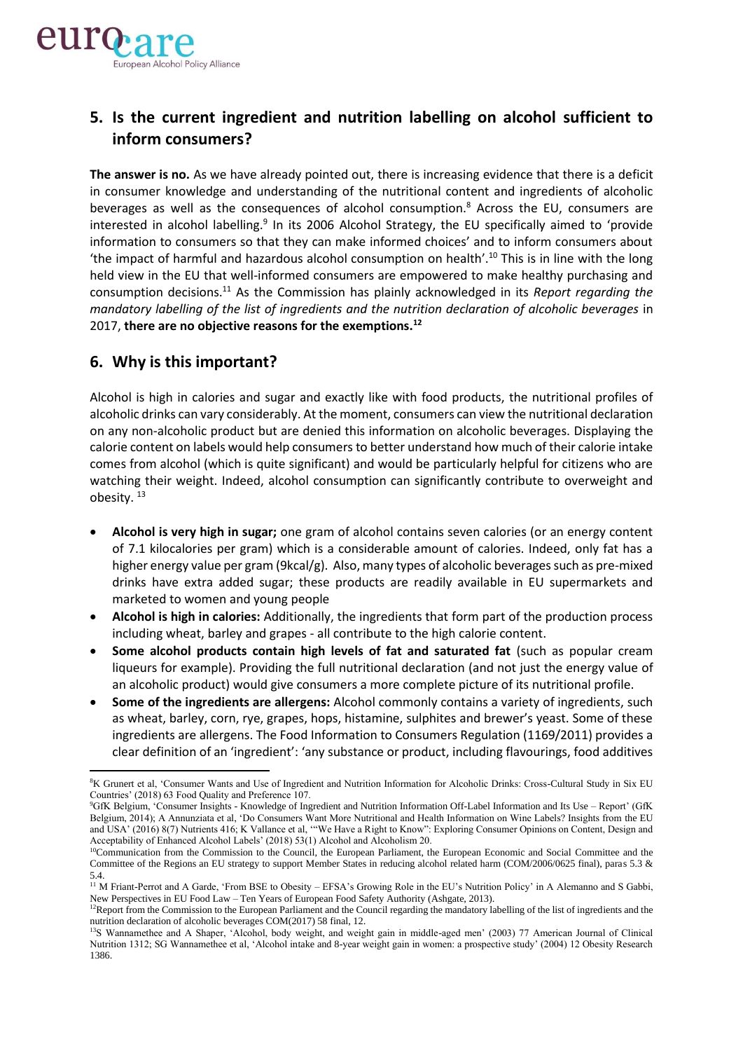## 5. Is the current ingredient and nutrition labelling on alcohol sufficient to inform consumers?

**The answer is no.** As we have already pointed out, there is increasing evidence that there is a deficit in consumer knowledge and understanding of the nutritional content and ingredients of alcoholic beverages as well as the consequences of alcohol consumption.[8] Across the EU, consumers are interested in alcohol labelling.[9] In its 2006 Alcohol Strategy, the EU specifically aimed to 'provide information to consumers so that they can make informed choices' and to inform consumers about 'the impact of harmful and hazardous alcohol consumption on health'.[10] This is in line with the long held view in the EU that well-informed consumers are empowered to make healthy purchasing and consumption decisions.[11] As the Commission has plainly acknowledged in its *Report regarding the mandatory labelling of the list of ingredients and the nutrition declaration of alcoholic beverages* in 2017, **there are no objective reasons for the exemptions.[12]**

## 6. Why is this important?

Alcohol is high in calories and sugar and exactly like with food products, the nutritional profiles of alcoholic drinks can vary considerably. At the moment, consumers can view the nutritional declaration on any non-alcoholic product but are denied this information on alcoholic beverages. Displaying the calorie content on labels would help consumers to better understand how much of their calorie intake comes from alcohol (which is quite significant) and would be particularly helpful for citizens who are watching their weight. Indeed, alcohol consumption can significantly contribute to overweight and obesity. [13]

- **Alcohol is very high in sugar;** one gram of alcohol contains seven calories (or an energy content of 7.1 kilocalories per gram) which is a considerable amount of calories. Indeed, only fat has a higher energy value per gram (9kcal/g). Also, many types of alcoholic beverages such as pre-mixed drinks have extra added sugar; these products are readily available in EU supermarkets and marketed to women and young people
- **Alcohol is high in calories:** Additionally, the ingredients that form part of the production process including wheat, barley and grapes - all contribute to the high calorie content.
- **Some alcohol products contain high levels of fat and saturated fat** (such as popular cream liqueurs for example). Providing the full nutritional declaration (and not just the energy value of an alcoholic product) would give consumers a more complete picture of its nutritional profile.
- **Some of the ingredients are allergens:** Alcohol commonly contains a variety of ingredients, such as wheat, barley, corn, rye, grapes, hops, histamine, sulphites and brewer's yeast. Some of these ingredients are allergens. The Food Information to Consumers Regulation (1169/2011) provides a clear definition of an 'ingredient': 'any substance or product, including flavourings, food additives

---

[8] K Grunert et al, 'Consumer Wants and Use of Ingredient and Nutrition Information for Alcoholic Drinks: Cross-Cultural Study in Six EU Countries' (2018) 63 Food Quality and Preference 107.

[9] GfK Belgium, 'Consumer Insights - Knowledge of Ingredient and Nutrition Information Off-Label Information and Its Use – Report' (GfK Belgium, 2014); A Annunziata et al, 'Do Consumers Want More Nutritional and Health Information on Wine Labels? Insights from the EU and USA' (2016) 8(7) Nutrients 416; K Vallance et al, '"We Have a Right to Know": Exploring Consumer Opinions on Content, Design and Acceptability of Enhanced Alcohol Labels' (2018) 53(1) Alcohol and Alcoholism 20.

[10] Communication from the Commission to the Council, the European Parliament, the European Economic and Social Committee and the Committee of the Regions an EU strategy to support Member States in reducing alcohol related harm (COM/2006/0625 final), paras 5.3 & 5.4.

[11] M Friant-Perrot and A Garde, 'From BSE to Obesity – EFSA's Growing Role in the EU's Nutrition Policy' in A Alemanno and S Gabbi, New Perspectives in EU Food Law – Ten Years of European Food Safety Authority (Ashgate, 2013).

[12] Report from the Commission to the European Parliament and the Council regarding the mandatory labelling of the list of ingredients and the nutrition declaration of alcoholic beverages COM(2017) 58 final, 12.

[13] S Wannamethee and A Shaper, 'Alcohol, body weight, and weight gain in middle-aged men' (2003) 77 American Journal of Clinical Nutrition 1312; SG Wannamethee et al, 'Alcohol intake and 8-year weight gain in women: a prospective study' (2004) 12 Obesity Research 1386.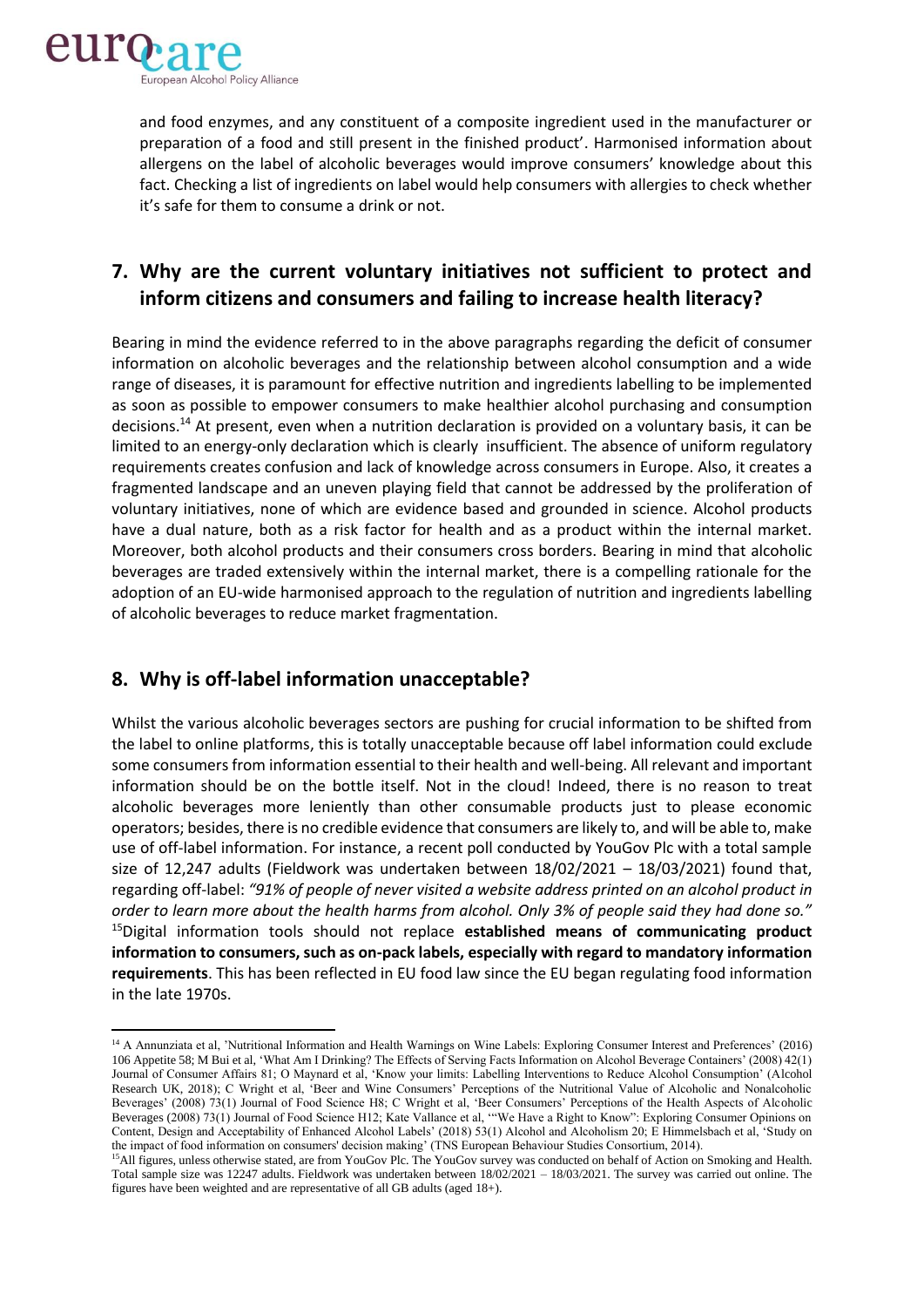and food enzymes, and any constituent of a composite ingredient used in the manufacturer or preparation of a food and still present in the finished product'. Harmonised information about allergens on the label of alcoholic beverages would improve consumers' knowledge about this fact. Checking a list of ingredients on label would help consumers with allergies to check whether it's safe for them to consume a drink or not.

## 7. Why are the current voluntary initiatives not sufficient to protect and inform citizens and consumers and failing to increase health literacy?

Bearing in mind the evidence referred to in the above paragraphs regarding the deficit of consumer information on alcoholic beverages and the relationship between alcohol consumption and a wide range of diseases, it is paramount for effective nutrition and ingredients labelling to be implemented as soon as possible to empower consumers to make healthier alcohol purchasing and consumption decisions.[14] At present, even when a nutrition declaration is provided on a voluntary basis, it can be limited to an energy-only declaration which is clearly insufficient. The absence of uniform regulatory requirements creates confusion and lack of knowledge across consumers in Europe. Also, it creates a fragmented landscape and an uneven playing field that cannot be addressed by the proliferation of voluntary initiatives, none of which are evidence based and grounded in science. Alcohol products have a dual nature, both as a risk factor for health and as a product within the internal market. Moreover, both alcohol products and their consumers cross borders. Bearing in mind that alcoholic beverages are traded extensively within the internal market, there is a compelling rationale for the adoption of an EU-wide harmonised approach to the regulation of nutrition and ingredients labelling of alcoholic beverages to reduce market fragmentation.

## 8. Why is off-label information unacceptable?

Whilst the various alcoholic beverages sectors are pushing for crucial information to be shifted from the label to online platforms, this is totally unacceptable because off label information could exclude some consumers from information essential to their health and well-being. All relevant and important information should be on the bottle itself. Not in the cloud! Indeed, there is no reason to treat alcoholic beverages more leniently than other consumable products just to please economic operators; besides, there is no credible evidence that consumers are likely to, and will be able to, make use of off-label information. For instance, a recent poll conducted by YouGov Plc with a total sample size of 12,247 adults (Fieldwork was undertaken between 18/02/2021 – 18/03/2021) found that, regarding off-label: *"91% of people of never visited a website address printed on an alcohol product in order to learn more about the health harms from alcohol. Only 3% of people said they had done so."* [15]Digital information tools should not replace **established means of communicating product information to consumers, such as on-pack labels, especially with regard to mandatory information requirements**. This has been reflected in EU food law since the EU began regulating food information in the late 1970s.

---

[14] A Annunziata et al, 'Nutritional Information and Health Warnings on Wine Labels: Exploring Consumer Interest and Preferences' (2016) 106 Appetite 58; M Bui et al, 'What Am I Drinking? The Effects of Serving Facts Information on Alcohol Beverage Containers' (2008) 42(1) Journal of Consumer Affairs 81; O Maynard et al, 'Know your limits: Labelling Interventions to Reduce Alcohol Consumption' (Alcohol Research UK, 2018); C Wright et al, 'Beer and Wine Consumers' Perceptions of the Nutritional Value of Alcoholic and Nonalcoholic Beverages' (2008) 73(1) Journal of Food Science H8; C Wright et al, 'Beer Consumers' Perceptions of the Health Aspects of Alcoholic Beverages (2008) 73(1) Journal of Food Science H12; Kate Vallance et al, '"We Have a Right to Know": Exploring Consumer Opinions on Content, Design and Acceptability of Enhanced Alcohol Labels' (2018) 53(1) Alcohol and Alcoholism 20; E Himmelsbach et al, 'Study on the impact of food information on consumers' decision making' (TNS European Behaviour Studies Consortium, 2014).

[15] All figures, unless otherwise stated, are from YouGov Plc. The YouGov survey was conducted on behalf of Action on Smoking and Health. Total sample size was 12247 adults. Fieldwork was undertaken between 18/02/2021 – 18/03/2021. The survey was carried out online. The figures have been weighted and are representative of all GB adults (aged 18+).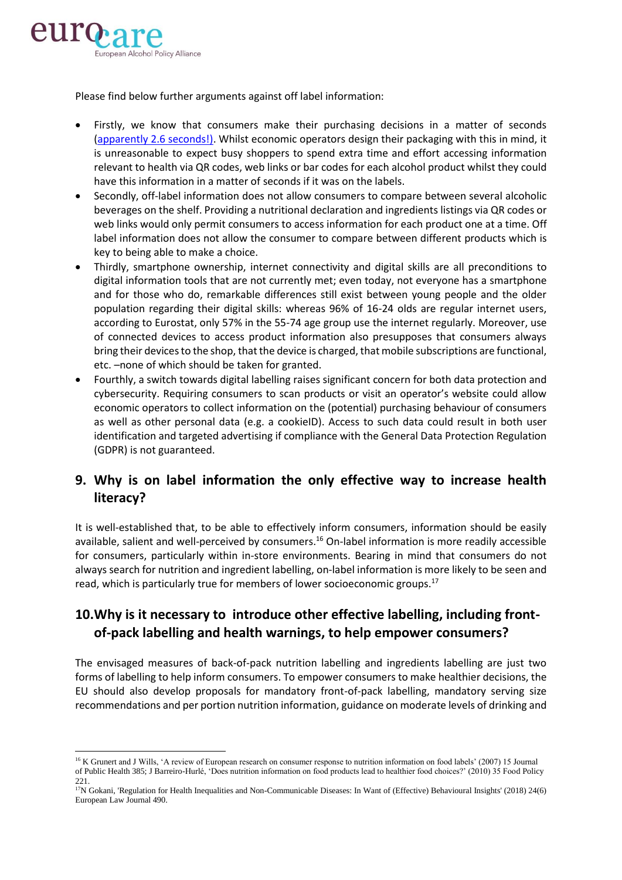Please find below further arguments against off label information:

- Firstly, we know that consumers make their purchasing decisions in a matter of seconds (apparently 2.6 seconds!). Whilst economic operators design their packaging with this in mind, it is unreasonable to expect busy shoppers to spend extra time and effort accessing information relevant to health via QR codes, web links or bar codes for each alcohol product whilst they could have this information in a matter of seconds if it was on the labels.
- Secondly, off-label information does not allow consumers to compare between several alcoholic beverages on the shelf. Providing a nutritional declaration and ingredients listings via QR codes or web links would only permit consumers to access information for each product one at a time. Off label information does not allow the consumer to compare between different products which is key to being able to make a choice.
- Thirdly, smartphone ownership, internet connectivity and digital skills are all preconditions to digital information tools that are not currently met; even today, not everyone has a smartphone and for those who do, remarkable differences still exist between young people and the older population regarding their digital skills: whereas 96% of 16-24 olds are regular internet users, according to Eurostat, only 57% in the 55-74 age group use the internet regularly. Moreover, use of connected devices to access product information also presupposes that consumers always bring their devices to the shop, that the device is charged, that mobile subscriptions are functional, etc. –none of which should be taken for granted.
- Fourthly, a switch towards digital labelling raises significant concern for both data protection and cybersecurity. Requiring consumers to scan products or visit an operator's website could allow economic operators to collect information on the (potential) purchasing behaviour of consumers as well as other personal data (e.g. a cookieID). Access to such data could result in both user identification and targeted advertising if compliance with the General Data Protection Regulation (GDPR) is not guaranteed.

## 9. Why is on label information the only effective way to increase health literacy?

It is well-established that, to be able to effectively inform consumers, information should be easily available, salient and well-perceived by consumers.[16] On-label information is more readily accessible for consumers, particularly within in-store environments. Bearing in mind that consumers do not always search for nutrition and ingredient labelling, on-label information is more likely to be seen and read, which is particularly true for members of lower socioeconomic groups.[17]

## 10. Why is it necessary to introduce other effective labelling, including front-of-pack labelling and health warnings, to help empower consumers?

The envisaged measures of back-of-pack nutrition labelling and ingredients labelling are just two forms of labelling to help inform consumers. To empower consumers to make healthier decisions, the EU should also develop proposals for mandatory front-of-pack labelling, mandatory serving size recommendations and per portion nutrition information, guidance on moderate levels of drinking and

---

[16] K Grunert and J Wills, 'A review of European research on consumer response to nutrition information on food labels' (2007) 15 Journal of Public Health 385; J Barreiro-Hurlé, 'Does nutrition information on food products lead to healthier food choices?' (2010) 35 Food Policy 221.

[17] N Gokani, 'Regulation for Health Inequalities and Non-Communicable Diseases: In Want of (Effective) Behavioural Insights' (2018) 24(6) European Law Journal 490.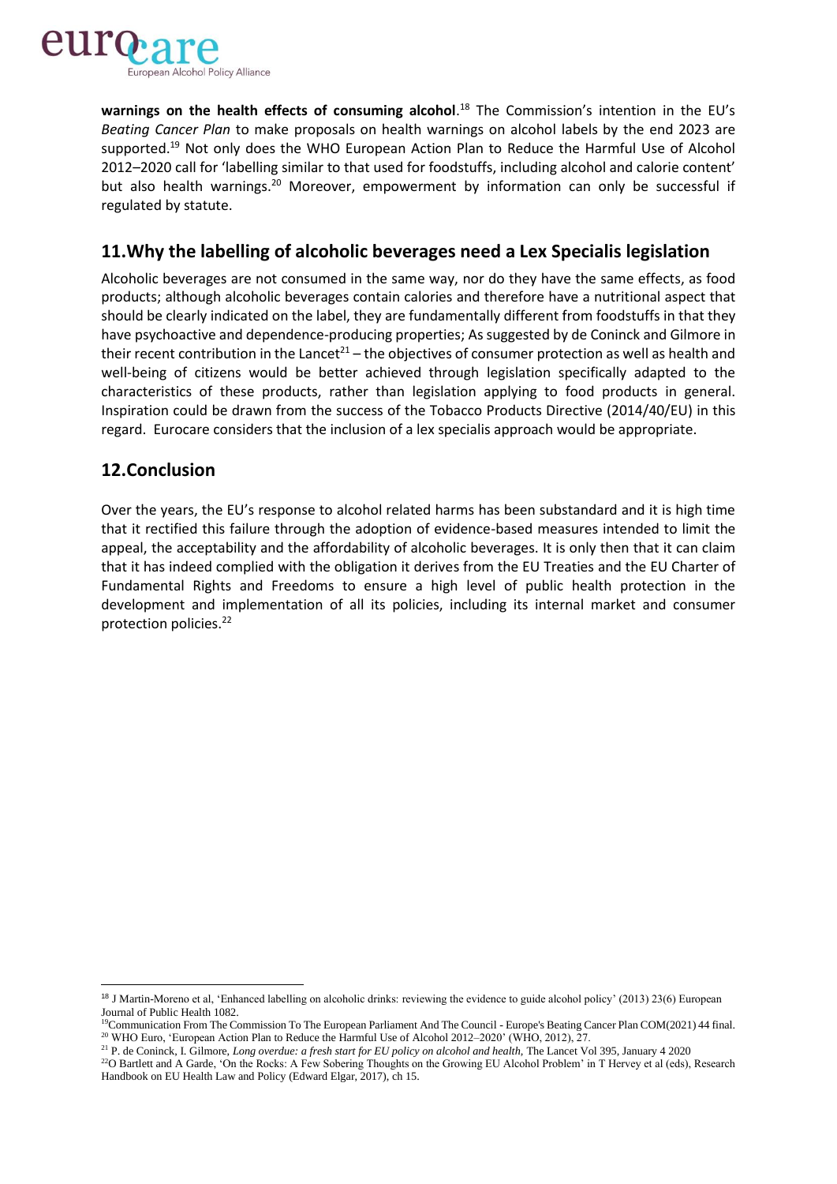**warnings on the health effects of consuming alcohol**.[18] The Commission's intention in the EU's *Beating Cancer Plan* to make proposals on health warnings on alcohol labels by the end 2023 are supported.[19] Not only does the WHO European Action Plan to Reduce the Harmful Use of Alcohol 2012–2020 call for 'labelling similar to that used for foodstuffs, including alcohol and calorie content' but also health warnings.[20] Moreover, empowerment by information can only be successful if regulated by statute.

## 11.Why the labelling of alcoholic beverages need a Lex Specialis legislation

Alcoholic beverages are not consumed in the same way, nor do they have the same effects, as food products; although alcoholic beverages contain calories and therefore have a nutritional aspect that should be clearly indicated on the label, they are fundamentally different from foodstuffs in that they have psychoactive and dependence-producing properties; As suggested by de Coninck and Gilmore in their recent contribution in the Lancet[21] – the objectives of consumer protection as well as health and well-being of citizens would be better achieved through legislation specifically adapted to the characteristics of these products, rather than legislation applying to food products in general. Inspiration could be drawn from the success of the Tobacco Products Directive (2014/40/EU) in this regard. Eurocare considers that the inclusion of a lex specialis approach would be appropriate.

## 12.Conclusion

Over the years, the EU's response to alcohol related harms has been substandard and it is high time that it rectified this failure through the adoption of evidence-based measures intended to limit the appeal, the acceptability and the affordability of alcoholic beverages. It is only then that it can claim that it has indeed complied with the obligation it derives from the EU Treaties and the EU Charter of Fundamental Rights and Freedoms to ensure a high level of public health protection in the development and implementation of all its policies, including its internal market and consumer protection policies.[22]

---

[18] J Martin-Moreno et al, 'Enhanced labelling on alcoholic drinks: reviewing the evidence to guide alcohol policy' (2013) 23(6) European Journal of Public Health 1082.

[19] Communication From The Commission To The European Parliament And The Council - Europe's Beating Cancer Plan COM(2021) 44 final.

[20] WHO Euro, 'European Action Plan to Reduce the Harmful Use of Alcohol 2012–2020' (WHO, 2012), 27.

[21] P. de Coninck, I. Gilmore, *Long overdue: a fresh start for EU policy on alcohol and health*, The Lancet Vol 395, January 4 2020

[22] O Bartlett and A Garde, 'On the Rocks: A Few Sobering Thoughts on the Growing EU Alcohol Problem' in T Hervey et al (eds), Research Handbook on EU Health Law and Policy (Edward Elgar, 2017), ch 15.